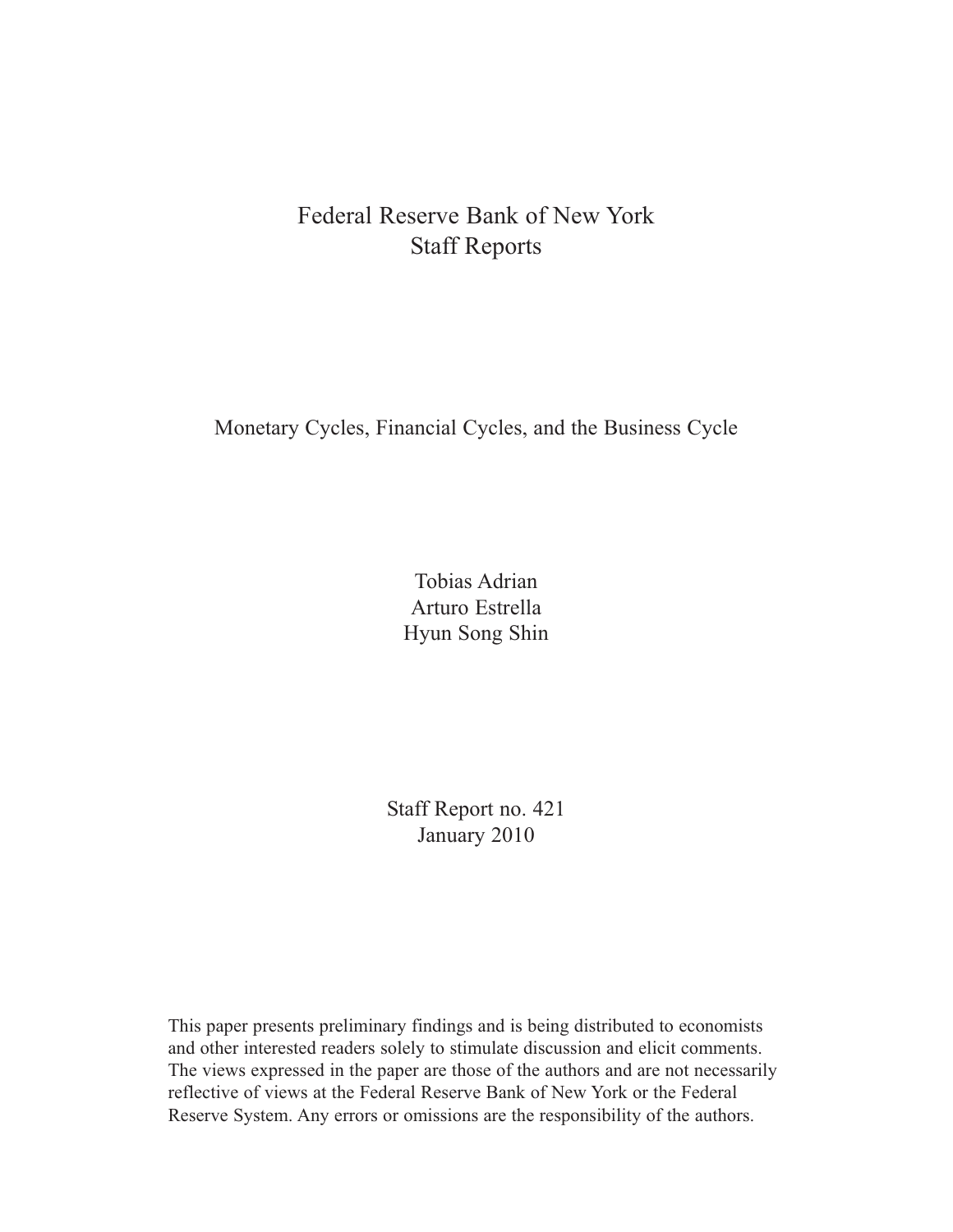Federal Reserve Bank of New York
Staff Reports

# Monetary Cycles, Financial Cycles, and the Business Cycle

Tobias Adrian
Arturo Estrella
Hyun Song Shin

Staff Report no. 421
January 2010

This paper presents preliminary findings and is being distributed to economists and other interested readers solely to stimulate discussion and elicit comments. The views expressed in the paper are those of the authors and are not necessarily reflective of views at the Federal Reserve Bank of New York or the Federal Reserve System. Any errors or omissions are the responsibility of the authors.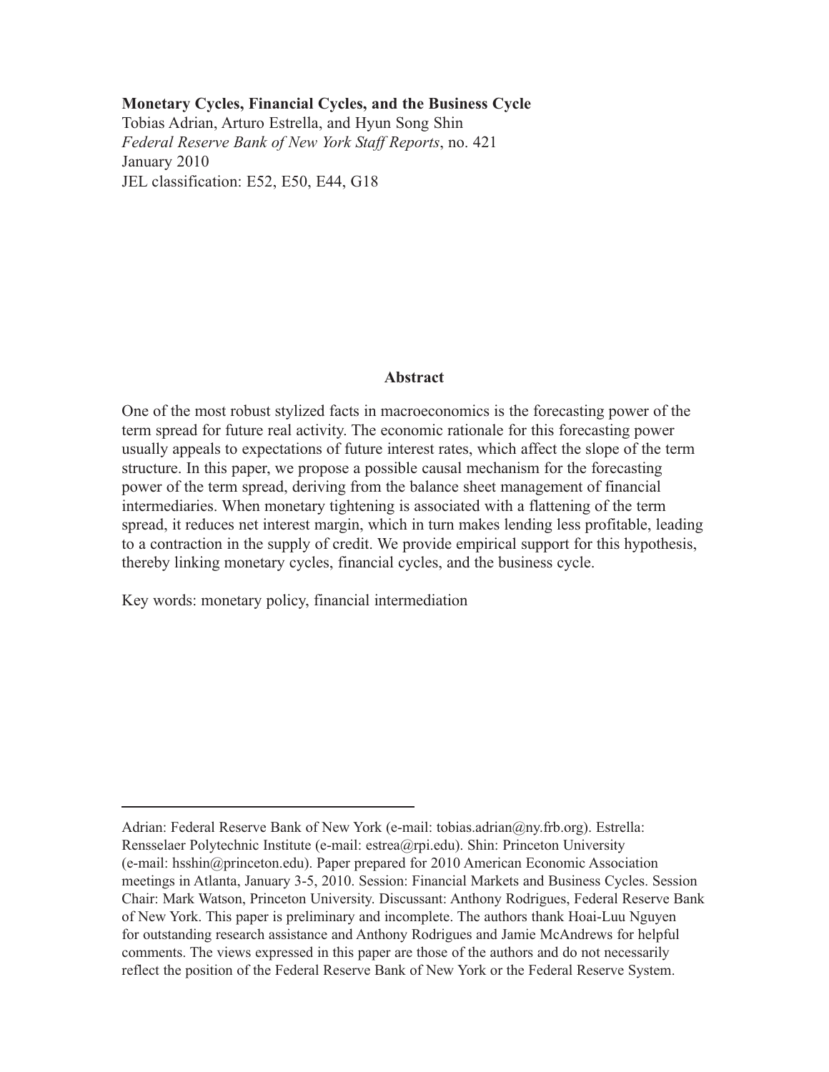**Monetary Cycles, Financial Cycles, and the Business Cycle**
Tobias Adrian, Arturo Estrella, and Hyun Song Shin
*Federal Reserve Bank of New York Staff Reports*, no. 421
January 2010
JEL classification: E52, E50, E44, G18

## Abstract

One of the most robust stylized facts in macroeconomics is the forecasting power of the term spread for future real activity. The economic rationale for this forecasting power usually appeals to expectations of future interest rates, which affect the slope of the term structure. In this paper, we propose a possible causal mechanism for the forecasting power of the term spread, deriving from the balance sheet management of financial intermediaries. When monetary tightening is associated with a flattening of the term spread, it reduces net interest margin, which in turn makes lending less profitable, leading to a contraction in the supply of credit. We provide empirical support for this hypothesis, thereby linking monetary cycles, financial cycles, and the business cycle.

Key words: monetary policy, financial intermediation

---

Adrian: Federal Reserve Bank of New York (e-mail: tobias.adrian@ny.frb.org). Estrella: Rensselaer Polytechnic Institute (e-mail: estrea@rpi.edu). Shin: Princeton University (e-mail: hsshin@princeton.edu). Paper prepared for 2010 American Economic Association meetings in Atlanta, January 3-5, 2010. Session: Financial Markets and Business Cycles. Session Chair: Mark Watson, Princeton University. Discussant: Anthony Rodrigues, Federal Reserve Bank of New York. This paper is preliminary and incomplete. The authors thank Hoai-Luu Nguyen for outstanding research assistance and Anthony Rodrigues and Jamie McAndrews for helpful comments. The views expressed in this paper are those of the authors and do not necessarily reflect the position of the Federal Reserve Bank of New York or the Federal Reserve System.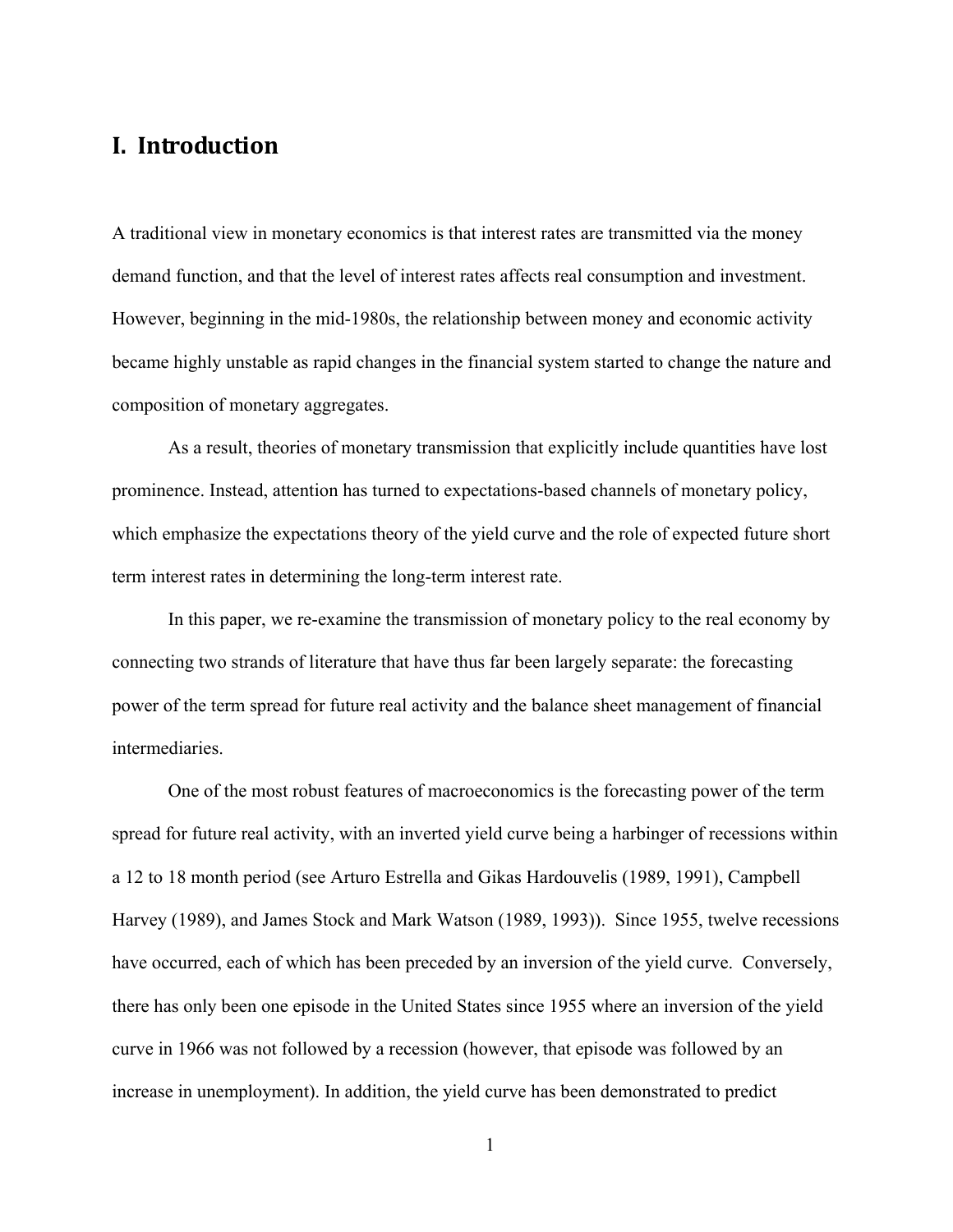# I. Introduction

A traditional view in monetary economics is that interest rates are transmitted via the money demand function, and that the level of interest rates affects real consumption and investment. However, beginning in the mid-1980s, the relationship between money and economic activity became highly unstable as rapid changes in the financial system started to change the nature and composition of monetary aggregates.

As a result, theories of monetary transmission that explicitly include quantities have lost prominence. Instead, attention has turned to expectations-based channels of monetary policy, which emphasize the expectations theory of the yield curve and the role of expected future short term interest rates in determining the long-term interest rate.

In this paper, we re-examine the transmission of monetary policy to the real economy by connecting two strands of literature that have thus far been largely separate: the forecasting power of the term spread for future real activity and the balance sheet management of financial intermediaries.

One of the most robust features of macroeconomics is the forecasting power of the term spread for future real activity, with an inverted yield curve being a harbinger of recessions within a 12 to 18 month period (see Arturo Estrella and Gikas Hardouvelis (1989, 1991), Campbell Harvey (1989), and James Stock and Mark Watson (1989, 1993)). Since 1955, twelve recessions have occurred, each of which has been preceded by an inversion of the yield curve. Conversely, there has only been one episode in the United States since 1955 where an inversion of the yield curve in 1966 was not followed by a recession (however, that episode was followed by an increase in unemployment). In addition, the yield curve has been demonstrated to predict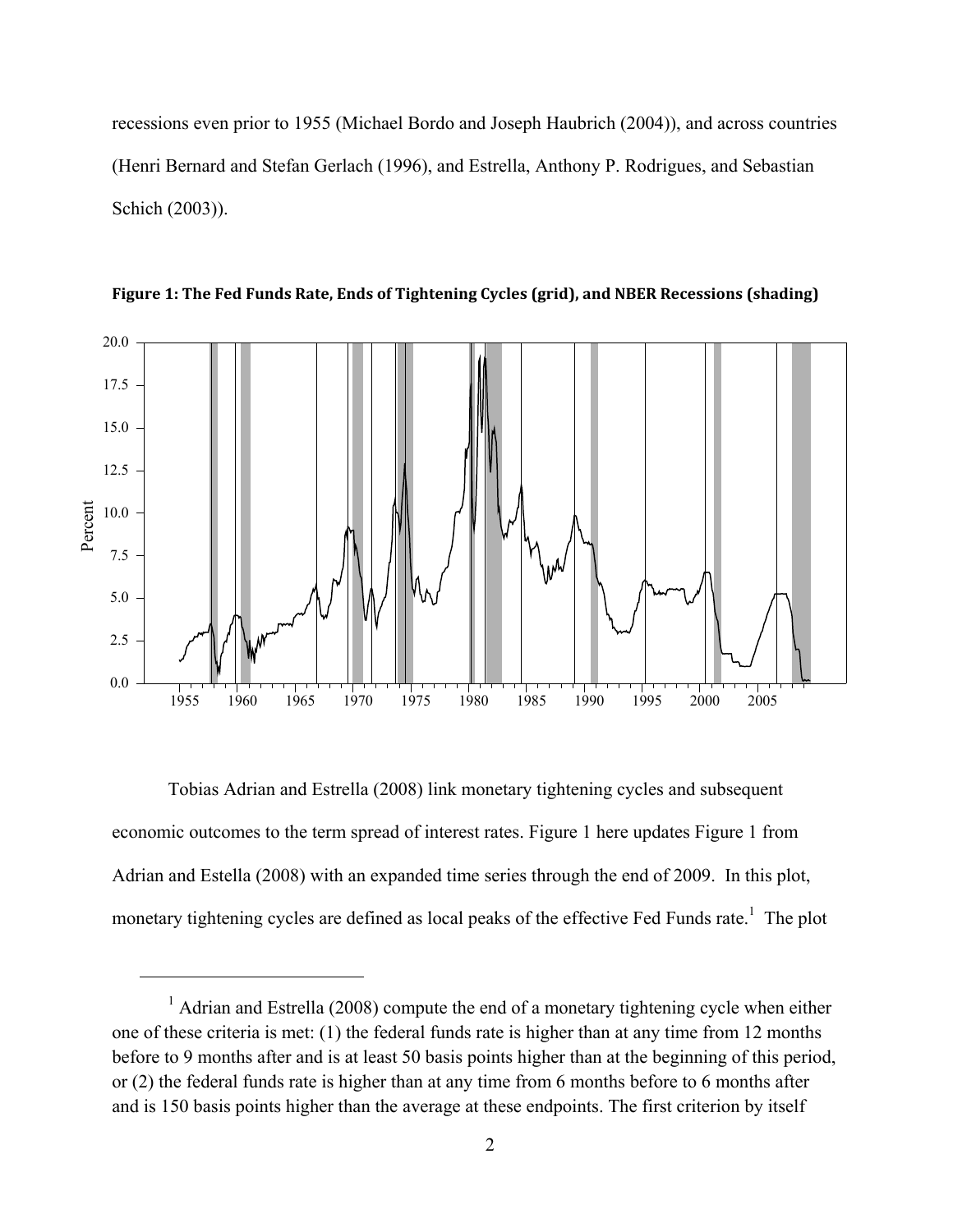recessions even prior to 1955 (Michael Bordo and Joseph Haubrich (2004)), and across countries (Henri Bernard and Stefan Gerlach (1996), and Estrella, Anthony P. Rodrigues, and Sebastian Schich (2003)).

**Figure 1: The Fed Funds Rate, Ends of Tightening Cycles (grid), and NBER Recessions (shading)**

Tobias Adrian and Estrella (2008) link monetary tightening cycles and subsequent economic outcomes to the term spread of interest rates. Figure 1 here updates Figure 1 from Adrian and Estella (2008) with an expanded time series through the end of 2009. In this plot, monetary tightening cycles are defined as local peaks of the effective Fed Funds rate.[1] The plot

[1] Adrian and Estrella (2008) compute the end of a monetary tightening cycle when either one of these criteria is met: (1) the federal funds rate is higher than at any time from 12 months before to 9 months after and is at least 50 basis points higher than at the beginning of this period, or (2) the federal funds rate is higher than at any time from 6 months before to 6 months after and is 150 basis points higher than the average at these endpoints. The first criterion by itself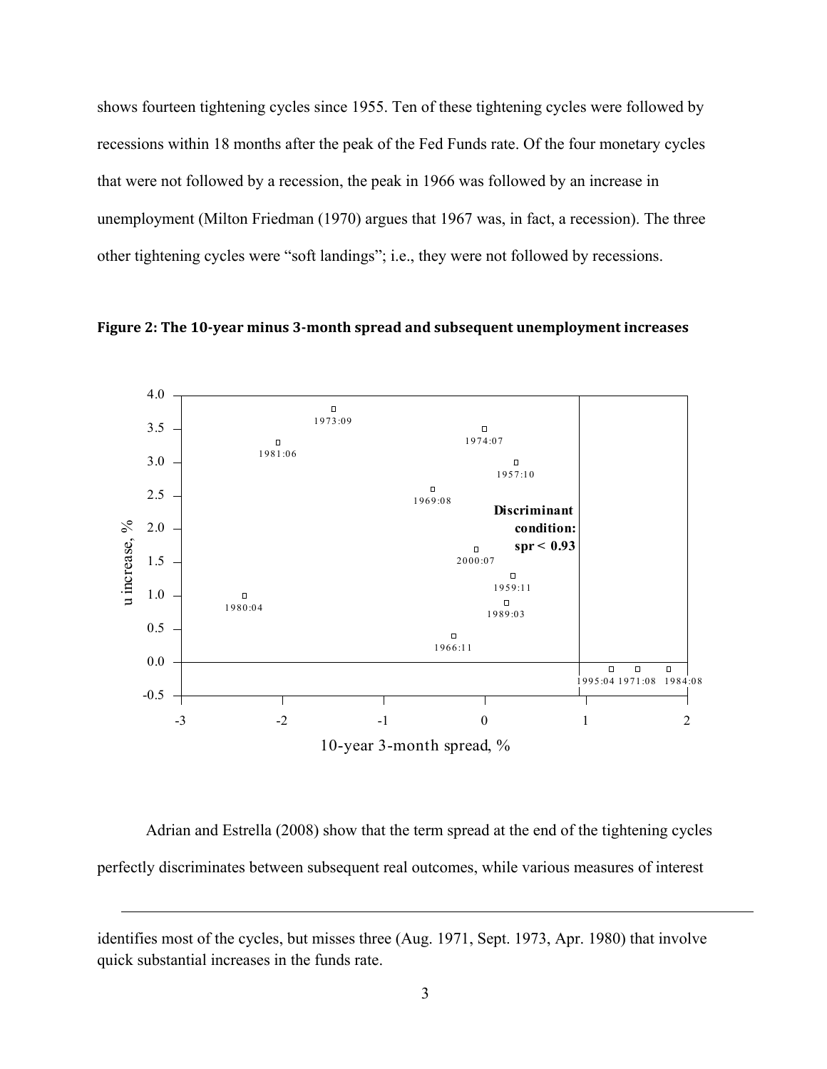shows fourteen tightening cycles since 1955. Ten of these tightening cycles were followed by recessions within 18 months after the peak of the Fed Funds rate. Of the four monetary cycles that were not followed by a recession, the peak in 1966 was followed by an increase in unemployment (Milton Friedman (1970) argues that 1967 was, in fact, a recession). The three other tightening cycles were "soft landings"; i.e., they were not followed by recessions.

**Figure 2: The 10-year minus 3-month spread and subsequent unemployment increases**

Adrian and Estrella (2008) show that the term spread at the end of the tightening cycles perfectly discriminates between subsequent real outcomes, while various measures of interest

---

identifies most of the cycles, but misses three (Aug. 1971, Sept. 1973, Apr. 1980) that involve quick substantial increases in the funds rate.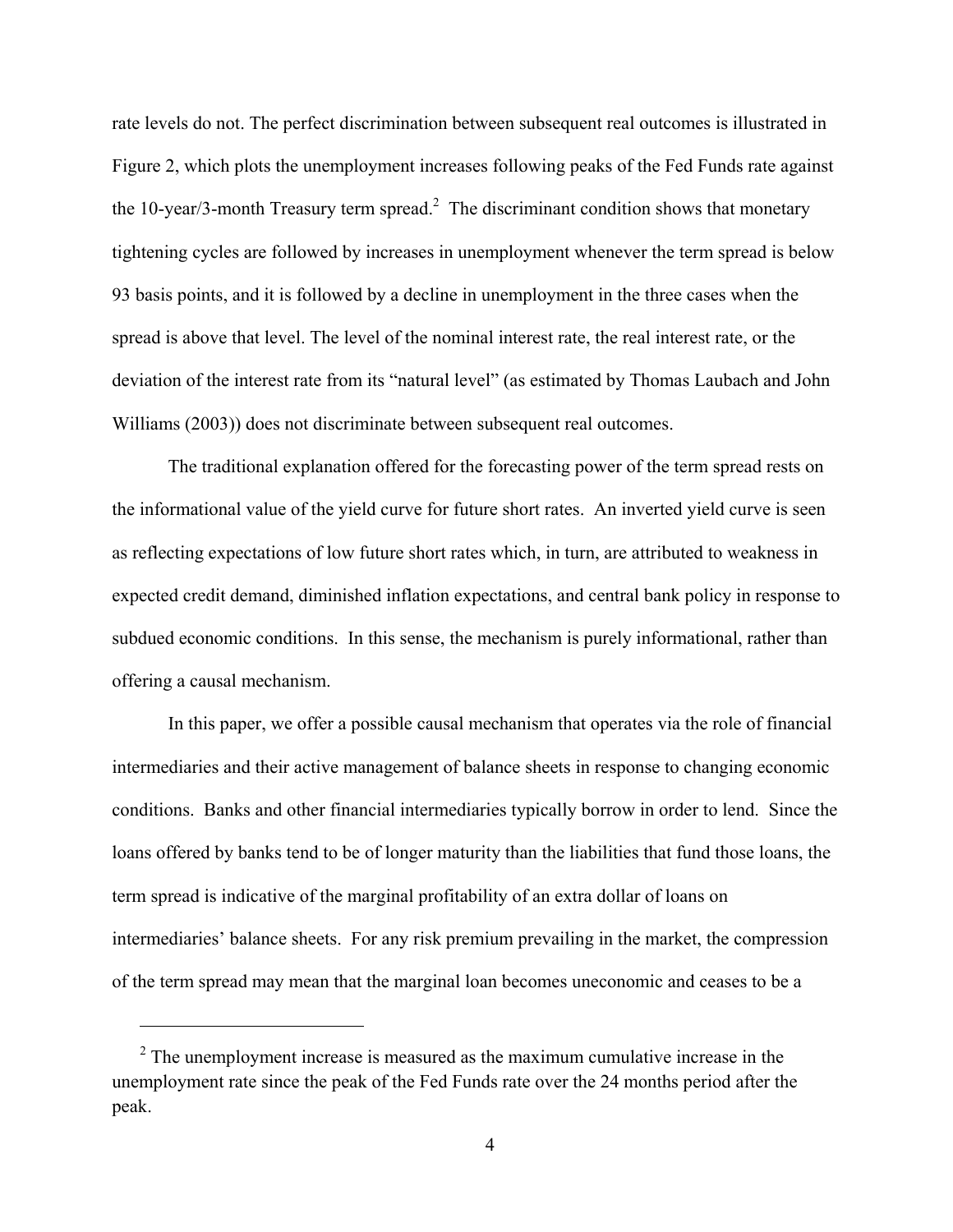rate levels do not. The perfect discrimination between subsequent real outcomes is illustrated in Figure 2, which plots the unemployment increases following peaks of the Fed Funds rate against the 10-year/3-month Treasury term spread.[2] The discriminant condition shows that monetary tightening cycles are followed by increases in unemployment whenever the term spread is below 93 basis points, and it is followed by a decline in unemployment in the three cases when the spread is above that level. The level of the nominal interest rate, the real interest rate, or the deviation of the interest rate from its "natural level" (as estimated by Thomas Laubach and John Williams (2003)) does not discriminate between subsequent real outcomes.

The traditional explanation offered for the forecasting power of the term spread rests on the informational value of the yield curve for future short rates. An inverted yield curve is seen as reflecting expectations of low future short rates which, in turn, are attributed to weakness in expected credit demand, diminished inflation expectations, and central bank policy in response to subdued economic conditions. In this sense, the mechanism is purely informational, rather than offering a causal mechanism.

In this paper, we offer a possible causal mechanism that operates via the role of financial intermediaries and their active management of balance sheets in response to changing economic conditions. Banks and other financial intermediaries typically borrow in order to lend. Since the loans offered by banks tend to be of longer maturity than the liabilities that fund those loans, the term spread is indicative of the marginal profitability of an extra dollar of loans on intermediaries' balance sheets. For any risk premium prevailing in the market, the compression of the term spread may mean that the marginal loan becomes uneconomic and ceases to be a

[2] The unemployment increase is measured as the maximum cumulative increase in the unemployment rate since the peak of the Fed Funds rate over the 24 months period after the peak.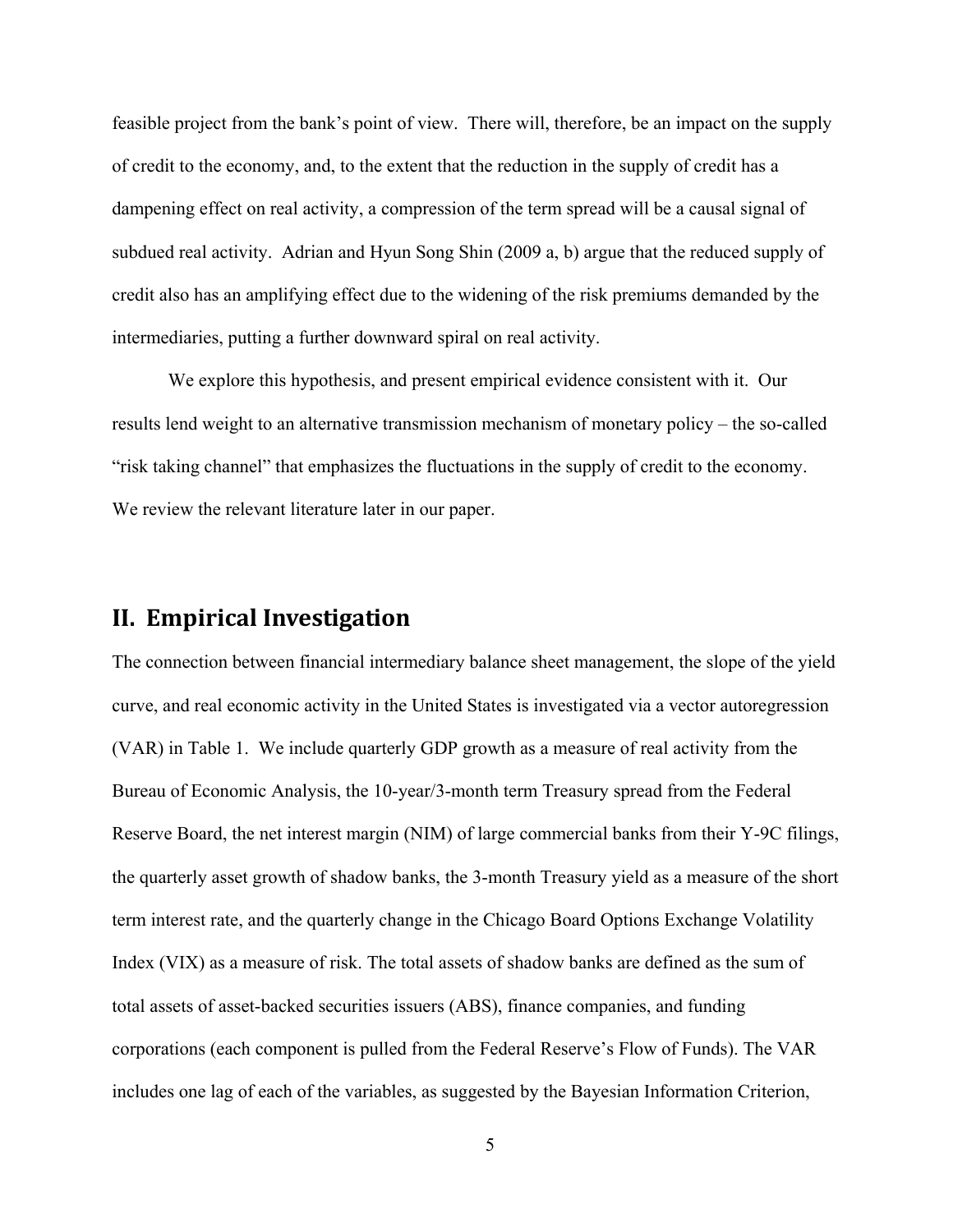feasible project from the bank's point of view. There will, therefore, be an impact on the supply of credit to the economy, and, to the extent that the reduction in the supply of credit has a dampening effect on real activity, a compression of the term spread will be a causal signal of subdued real activity. Adrian and Hyun Song Shin (2009 a, b) argue that the reduced supply of credit also has an amplifying effect due to the widening of the risk premiums demanded by the intermediaries, putting a further downward spiral on real activity.

We explore this hypothesis, and present empirical evidence consistent with it. Our results lend weight to an alternative transmission mechanism of monetary policy – the so-called "risk taking channel" that emphasizes the fluctuations in the supply of credit to the economy. We review the relevant literature later in our paper.

## II. Empirical Investigation

The connection between financial intermediary balance sheet management, the slope of the yield curve, and real economic activity in the United States is investigated via a vector autoregression (VAR) in Table 1. We include quarterly GDP growth as a measure of real activity from the Bureau of Economic Analysis, the 10-year/3-month term Treasury spread from the Federal Reserve Board, the net interest margin (NIM) of large commercial banks from their Y-9C filings, the quarterly asset growth of shadow banks, the 3-month Treasury yield as a measure of the short term interest rate, and the quarterly change in the Chicago Board Options Exchange Volatility Index (VIX) as a measure of risk. The total assets of shadow banks are defined as the sum of total assets of asset-backed securities issuers (ABS), finance companies, and funding corporations (each component is pulled from the Federal Reserve's Flow of Funds). The VAR includes one lag of each of the variables, as suggested by the Bayesian Information Criterion,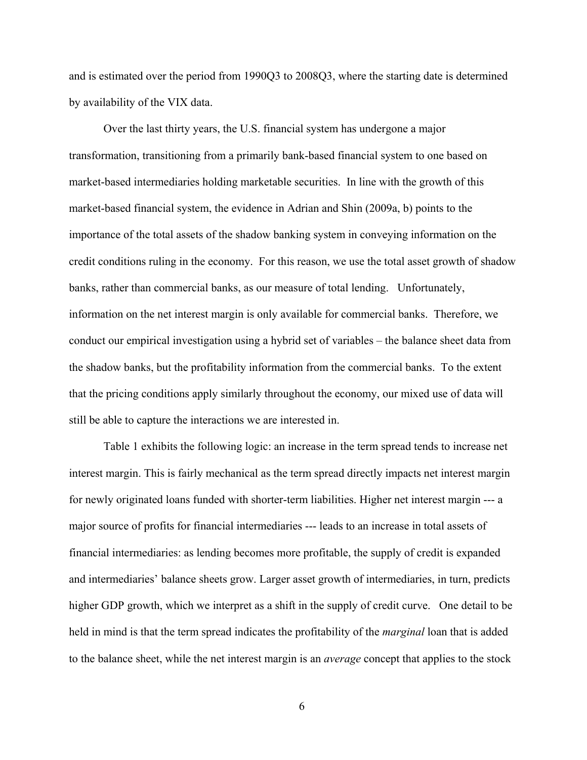and is estimated over the period from 1990Q3 to 2008Q3, where the starting date is determined by availability of the VIX data.

Over the last thirty years, the U.S. financial system has undergone a major transformation, transitioning from a primarily bank-based financial system to one based on market-based intermediaries holding marketable securities. In line with the growth of this market-based financial system, the evidence in Adrian and Shin (2009a, b) points to the importance of the total assets of the shadow banking system in conveying information on the credit conditions ruling in the economy. For this reason, we use the total asset growth of shadow banks, rather than commercial banks, as our measure of total lending. Unfortunately, information on the net interest margin is only available for commercial banks. Therefore, we conduct our empirical investigation using a hybrid set of variables – the balance sheet data from the shadow banks, but the profitability information from the commercial banks. To the extent that the pricing conditions apply similarly throughout the economy, our mixed use of data will still be able to capture the interactions we are interested in.

Table 1 exhibits the following logic: an increase in the term spread tends to increase net interest margin. This is fairly mechanical as the term spread directly impacts net interest margin for newly originated loans funded with shorter-term liabilities. Higher net interest margin --- a major source of profits for financial intermediaries --- leads to an increase in total assets of financial intermediaries: as lending becomes more profitable, the supply of credit is expanded and intermediaries' balance sheets grow. Larger asset growth of intermediaries, in turn, predicts higher GDP growth, which we interpret as a shift in the supply of credit curve. One detail to be held in mind is that the term spread indicates the profitability of the *marginal* loan that is added to the balance sheet, while the net interest margin is an *average* concept that applies to the stock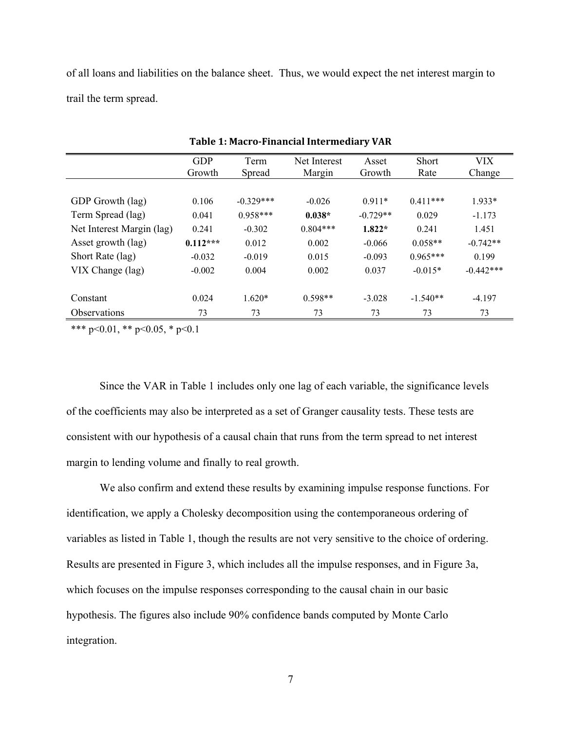of all loans and liabilities on the balance sheet. Thus, we would expect the net interest margin to trail the term spread.

**Table 1: Macro-Financial Intermediary VAR**

| | GDP Growth | Term Spread | Net Interest Margin | Asset Growth | Short Rate | VIX Change |
|---|---|---|---|---|---|---|
| GDP Growth (lag) | 0.106 | -0.329*** | -0.026 | 0.911* | 0.411*** | 1.933* |
| Term Spread (lag) | 0.041 | 0.958*** | **0.038*** | -0.729** | 0.029 | -1.173 |
| Net Interest Margin (lag) | 0.241 | -0.302 | 0.804*** | **1.822*** | 0.241 | 1.451 |
| Asset growth (lag) | **0.112***** | 0.012 | 0.002 | -0.066 | 0.058** | -0.742** |
| Short Rate (lag) | -0.032 | -0.019 | 0.015 | -0.093 | 0.965*** | 0.199 |
| VIX Change (lag) | -0.002 | 0.004 | 0.002 | 0.037 | -0.015* | -0.442*** |
| | | | | | | |
| Constant | 0.024 | 1.620* | 0.598** | -3.028 | -1.540** | -4.197 |
| Observations | 73 | 73 | 73 | 73 | 73 | 73 |

*** $p<0.01$, ** $p<0.05$, * $p<0.1$

Since the VAR in Table 1 includes only one lag of each variable, the significance levels of the coefficients may also be interpreted as a set of Granger causality tests. These tests are consistent with our hypothesis of a causal chain that runs from the term spread to net interest margin to lending volume and finally to real growth.

We also confirm and extend these results by examining impulse response functions. For identification, we apply a Cholesky decomposition using the contemporaneous ordering of variables as listed in Table 1, though the results are not very sensitive to the choice of ordering. Results are presented in Figure 3, which includes all the impulse responses, and in Figure 3a, which focuses on the impulse responses corresponding to the causal chain in our basic hypothesis. The figures also include 90% confidence bands computed by Monte Carlo integration.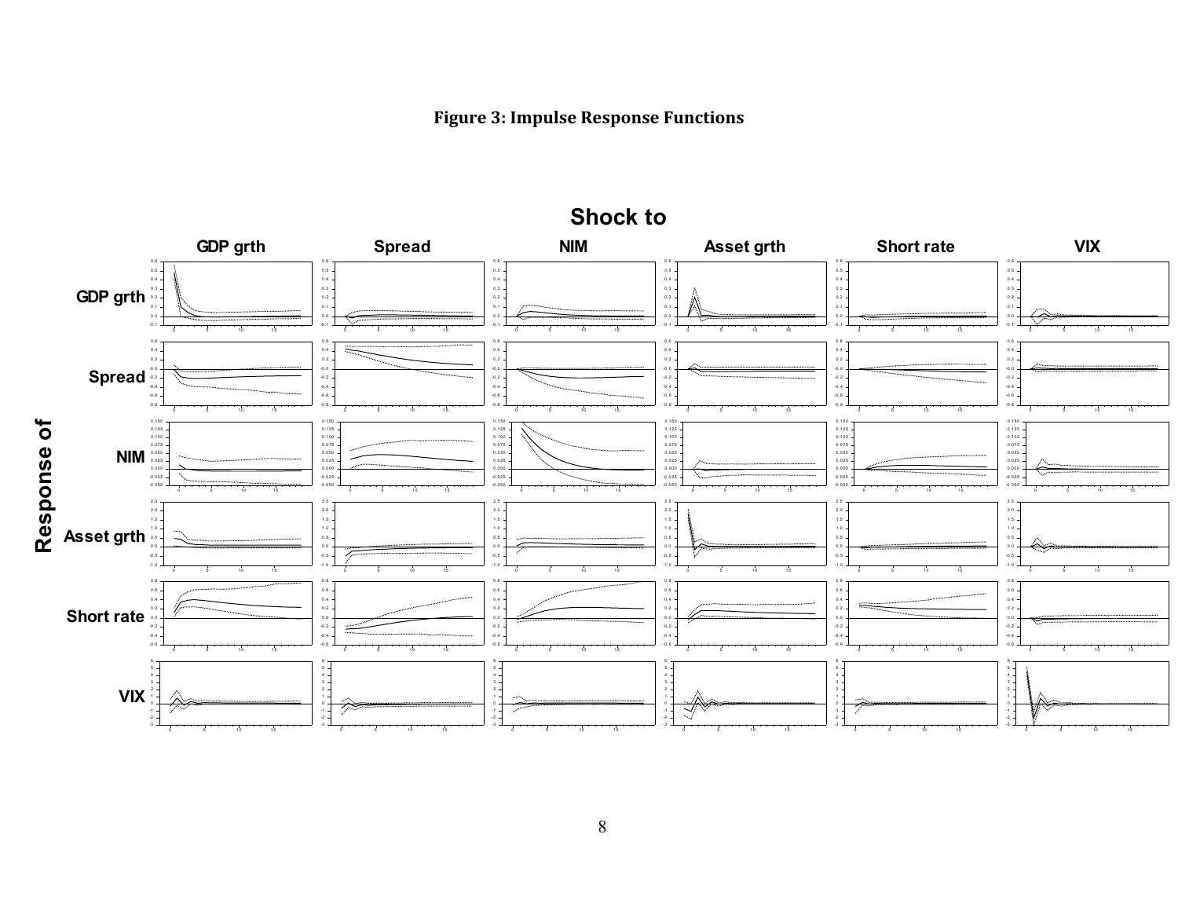**Figure 3: Impulse Response Functions**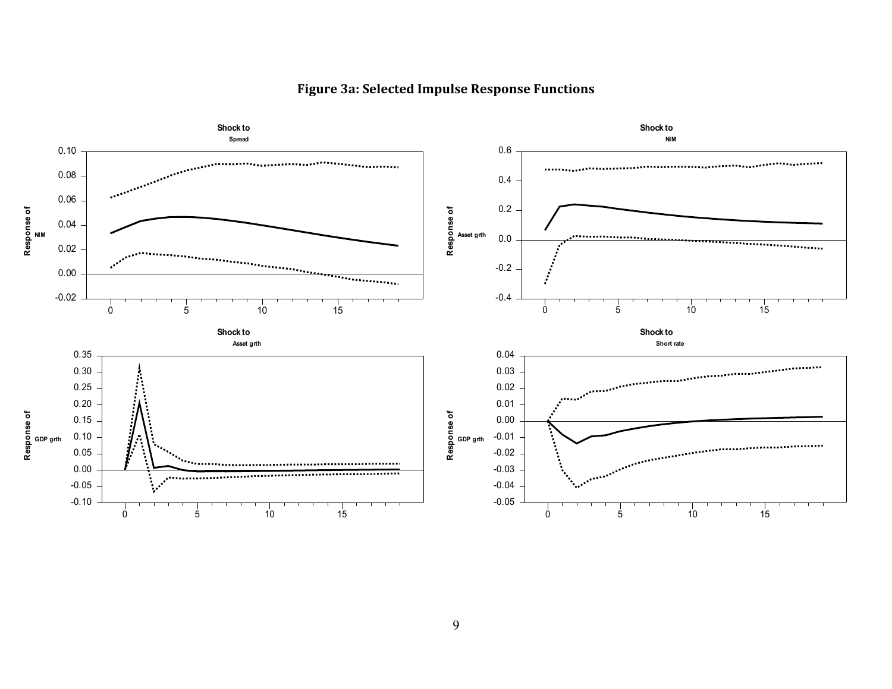# Figure 3a: Selected Impulse Response Functions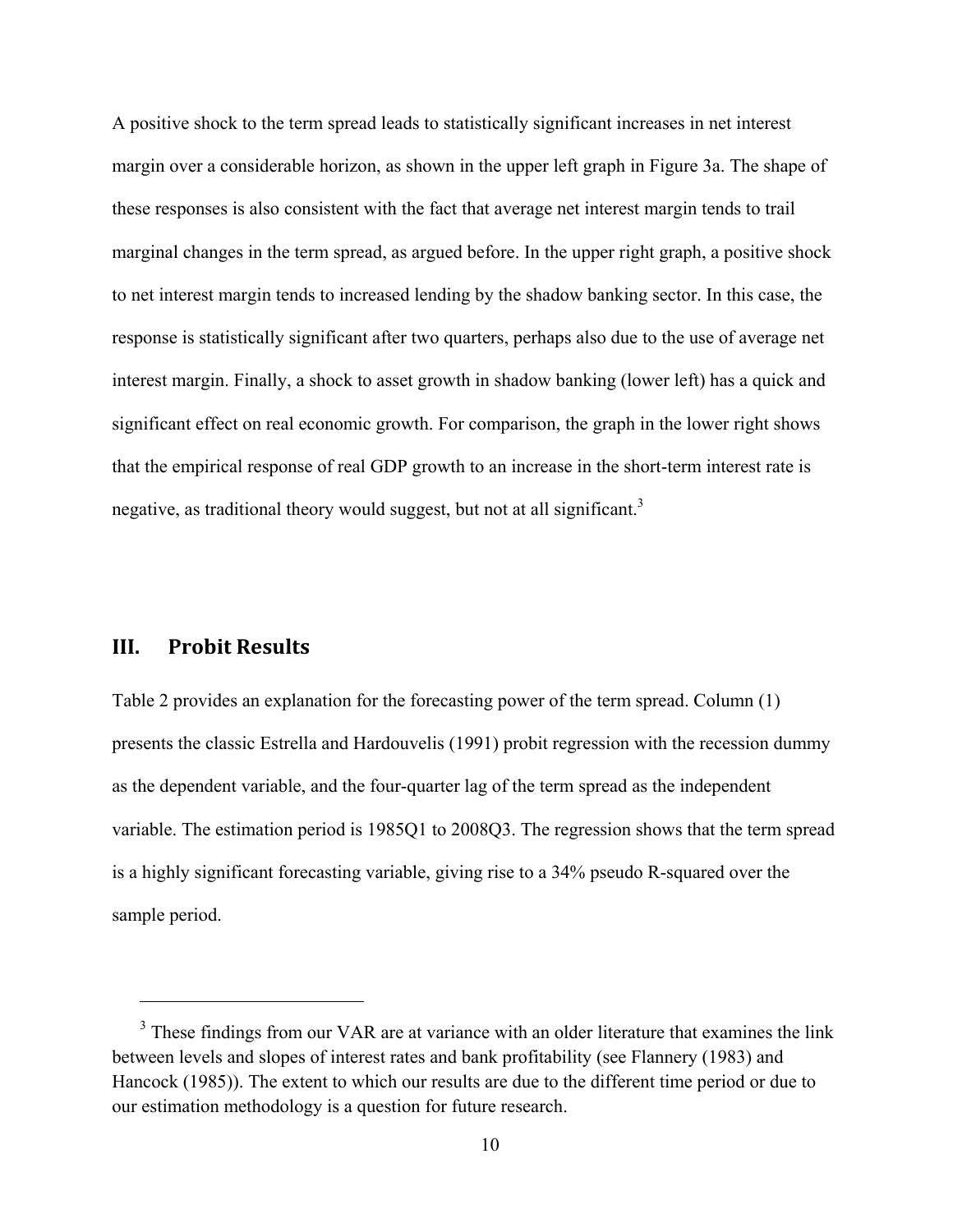A positive shock to the term spread leads to statistically significant increases in net interest margin over a considerable horizon, as shown in the upper left graph in Figure 3a. The shape of these responses is also consistent with the fact that average net interest margin tends to trail marginal changes in the term spread, as argued before. In the upper right graph, a positive shock to net interest margin tends to increased lending by the shadow banking sector. In this case, the response is statistically significant after two quarters, perhaps also due to the use of average net interest margin. Finally, a shock to asset growth in shadow banking (lower left) has a quick and significant effect on real economic growth. For comparison, the graph in the lower right shows that the empirical response of real GDP growth to an increase in the short-term interest rate is negative, as traditional theory would suggest, but not at all significant.[3]

## III. Probit Results

Table 2 provides an explanation for the forecasting power of the term spread. Column (1) presents the classic Estrella and Hardouvelis (1991) probit regression with the recession dummy as the dependent variable, and the four-quarter lag of the term spread as the independent variable. The estimation period is 1985Q1 to 2008Q3. The regression shows that the term spread is a highly significant forecasting variable, giving rise to a 34% pseudo R-squared over the sample period.

---

[3] These findings from our VAR are at variance with an older literature that examines the link between levels and slopes of interest rates and bank profitability (see Flannery (1983) and Hancock (1985)). The extent to which our results are due to the different time period or due to our estimation methodology is a question for future research.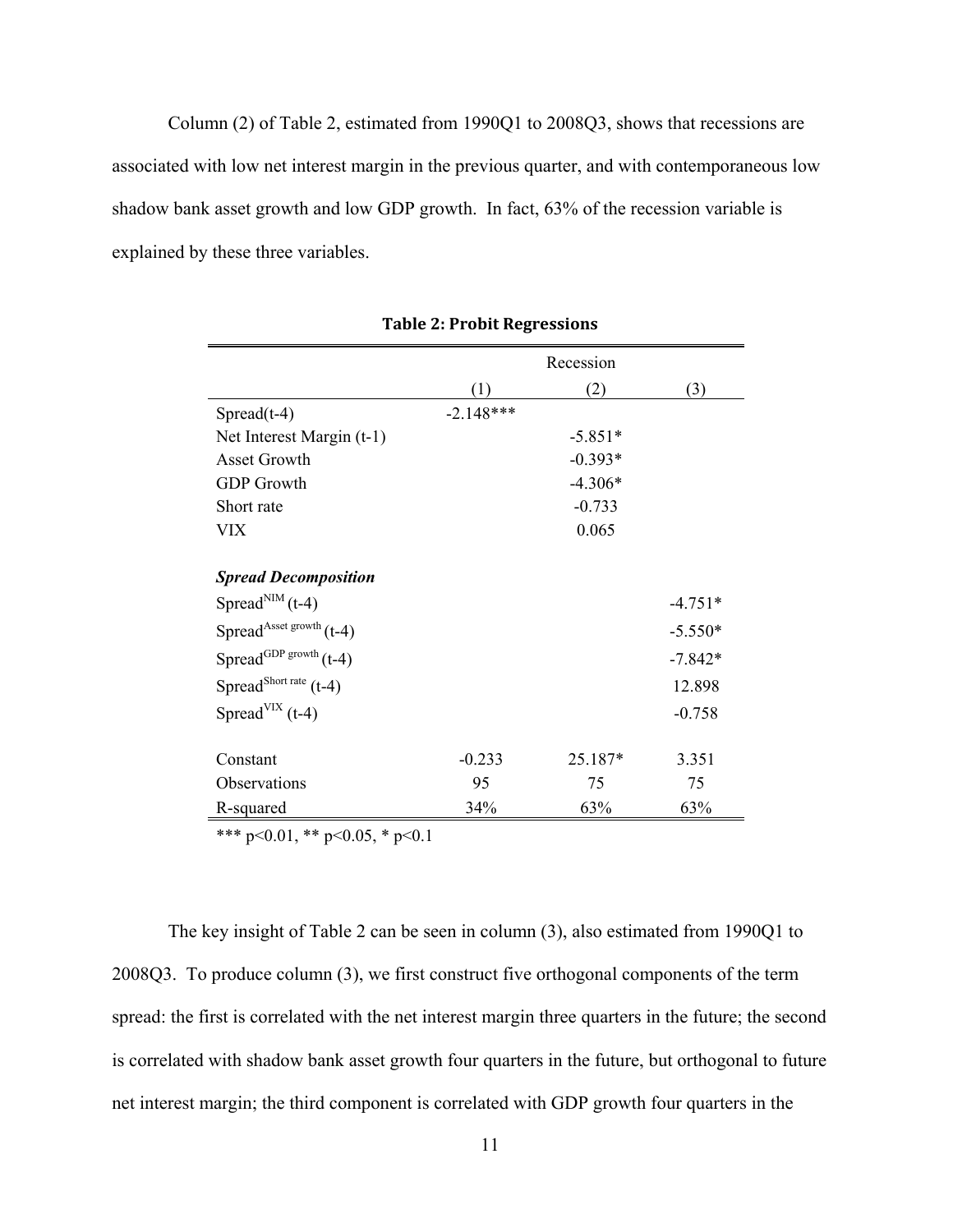Column (2) of Table 2, estimated from 1990Q1 to 2008Q3, shows that recessions are associated with low net interest margin in the previous quarter, and with contemporaneous low shadow bank asset growth and low GDP growth. In fact, 63% of the recession variable is explained by these three variables.

**Table 2: Probit Regressions**

| | Recession | | |
|---|---|---|---|
| | (1) | (2) | (3) |
| Spread(t-4) | -2.148*** | | |
| Net Interest Margin (t-1) | | -5.851* | |
| Asset Growth | | -0.393* | |
| GDP Growth | | -4.306* | |
| Short rate | | -0.733 | |
| VIX | | 0.065 | |
| ***Spread Decomposition*** | | | |
| $\text{Spread}^{\text{NIM}}$ (t-4) | | | -4.751* |
| $\text{Spread}^{\text{Asset growth}}$ (t-4) | | | -5.550* |
| $\text{Spread}^{\text{GDP growth}}$ (t-4) | | | -7.842* |
| $\text{Spread}^{\text{Short rate}}$ (t-4) | | | 12.898 |
| $\text{Spread}^{\text{VIX}}$ (t-4) | | | -0.758 |
| Constant | -0.233 | 25.187* | 3.351 |
| Observations | 95 | 75 | 75 |
| R-squared | 34% | 63% | 63% |

*** p<0.01, ** p<0.05, * p<0.1

The key insight of Table 2 can be seen in column (3), also estimated from 1990Q1 to 2008Q3. To produce column (3), we first construct five orthogonal components of the term spread: the first is correlated with the net interest margin three quarters in the future; the second is correlated with shadow bank asset growth four quarters in the future, but orthogonal to future net interest margin; the third component is correlated with GDP growth four quarters in the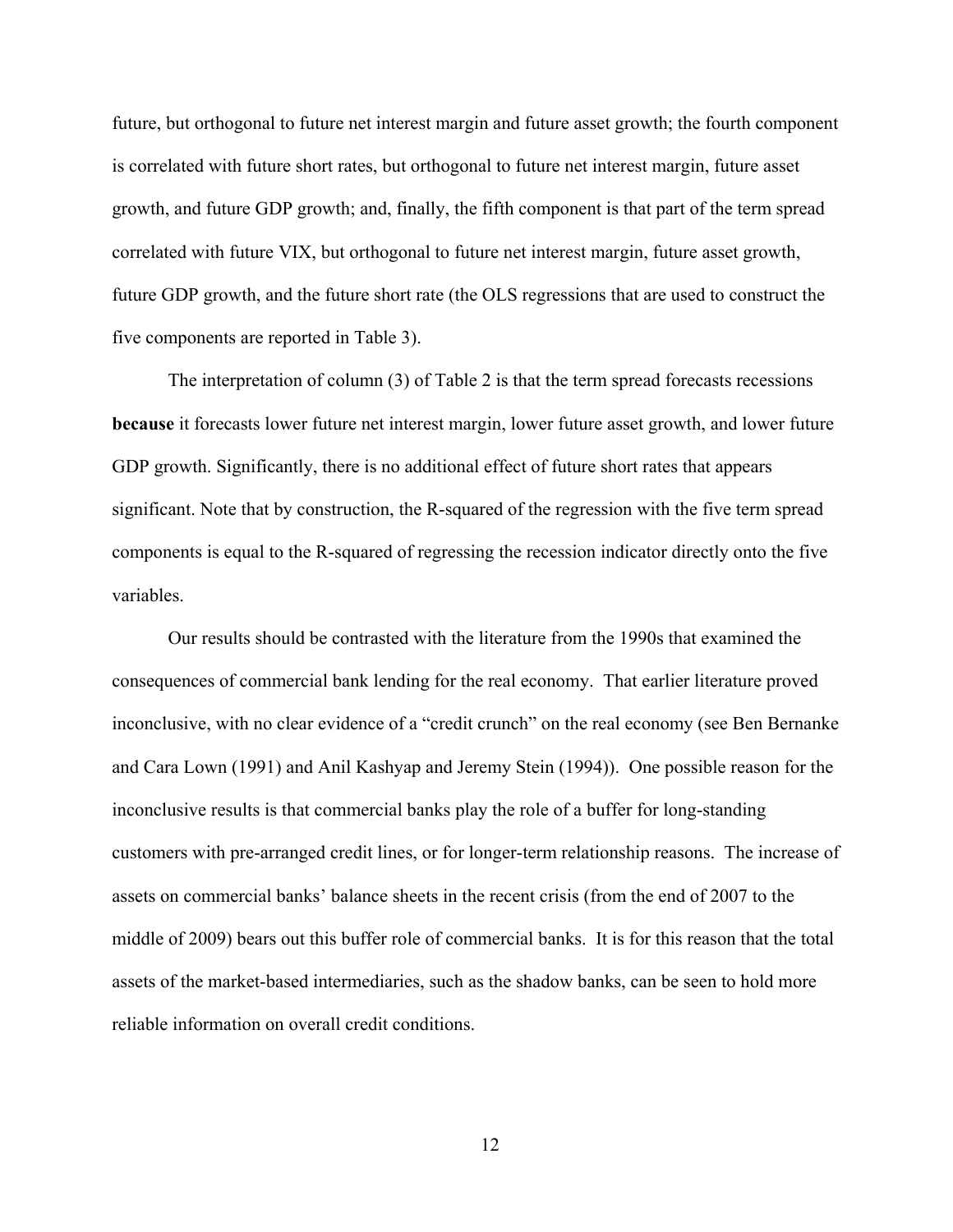future, but orthogonal to future net interest margin and future asset growth; the fourth component is correlated with future short rates, but orthogonal to future net interest margin, future asset growth, and future GDP growth; and, finally, the fifth component is that part of the term spread correlated with future VIX, but orthogonal to future net interest margin, future asset growth, future GDP growth, and the future short rate (the OLS regressions that are used to construct the five components are reported in Table 3).

The interpretation of column (3) of Table 2 is that the term spread forecasts recessions **because** it forecasts lower future net interest margin, lower future asset growth, and lower future GDP growth. Significantly, there is no additional effect of future short rates that appears significant. Note that by construction, the R-squared of the regression with the five term spread components is equal to the R-squared of regressing the recession indicator directly onto the five variables.

Our results should be contrasted with the literature from the 1990s that examined the consequences of commercial bank lending for the real economy. That earlier literature proved inconclusive, with no clear evidence of a "credit crunch" on the real economy (see Ben Bernanke and Cara Lown (1991) and Anil Kashyap and Jeremy Stein (1994)). One possible reason for the inconclusive results is that commercial banks play the role of a buffer for long-standing customers with pre-arranged credit lines, or for longer-term relationship reasons. The increase of assets on commercial banks' balance sheets in the recent crisis (from the end of 2007 to the middle of 2009) bears out this buffer role of commercial banks. It is for this reason that the total assets of the market-based intermediaries, such as the shadow banks, can be seen to hold more reliable information on overall credit conditions.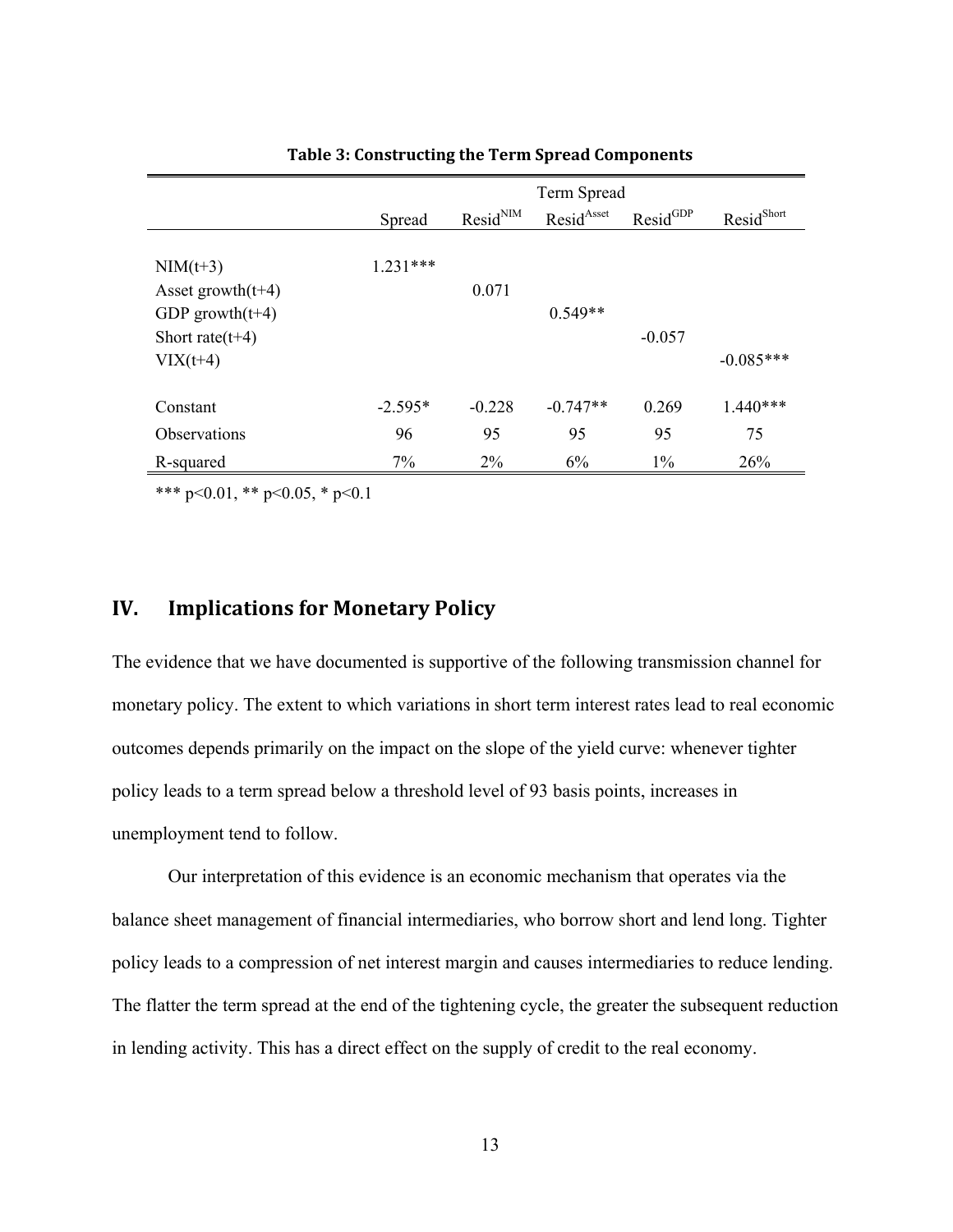**Table 3: Constructing the Term Spread Components**

| | Term Spread | | | | |
|---|---|---|---|---|---|
| | Spread | $\text{Resid}^{\text{NIM}}$ | $\text{Resid}^{\text{Asset}}$ | $\text{Resid}^{\text{GDP}}$ | $\text{Resid}^{\text{Short}}$ |
| NIM(t+3) | 1.231*** | | | | |
| Asset growth(t+4) | | 0.071 | | | |
| GDP growth(t+4) | | | 0.549** | | |
| Short rate(t+4) | | | | -0.057 | |
| VIX(t+4) | | | | | -0.085*** |
| Constant | -2.595* | -0.228 | -0.747** | 0.269 | 1.440*** |
| Observations | 96 | 95 | 95 | 95 | 75 |
| R-squared | 7% | 2% | 6% | 1% | 26% |

*** p<0.01, ** p<0.05, * p<0.1

## IV. Implications for Monetary Policy

The evidence that we have documented is supportive of the following transmission channel for monetary policy. The extent to which variations in short term interest rates lead to real economic outcomes depends primarily on the impact on the slope of the yield curve: whenever tighter policy leads to a term spread below a threshold level of 93 basis points, increases in unemployment tend to follow.

Our interpretation of this evidence is an economic mechanism that operates via the balance sheet management of financial intermediaries, who borrow short and lend long. Tighter policy leads to a compression of net interest margin and causes intermediaries to reduce lending. The flatter the term spread at the end of the tightening cycle, the greater the subsequent reduction in lending activity. This has a direct effect on the supply of credit to the real economy.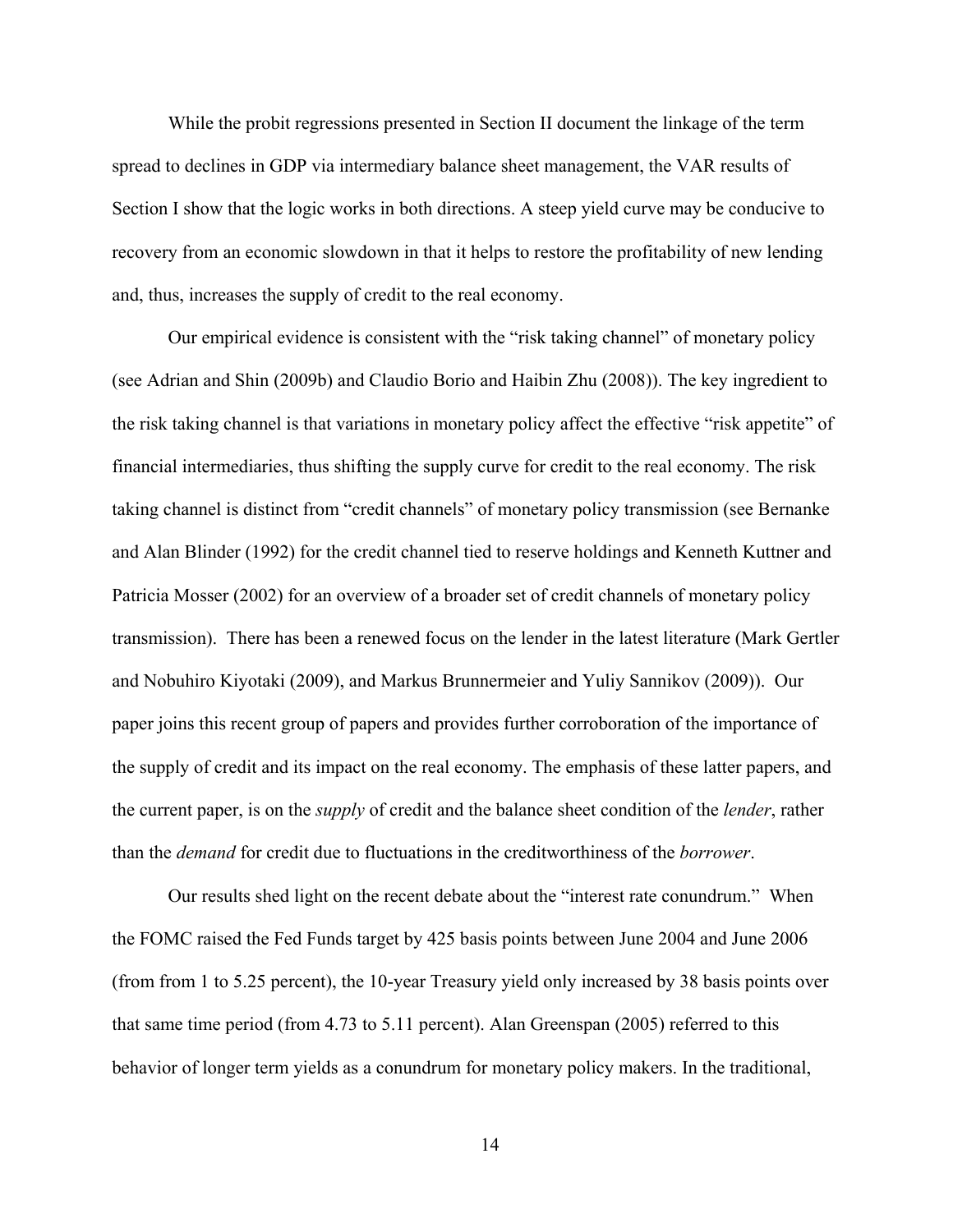While the probit regressions presented in Section II document the linkage of the term spread to declines in GDP via intermediary balance sheet management, the VAR results of Section I show that the logic works in both directions. A steep yield curve may be conducive to recovery from an economic slowdown in that it helps to restore the profitability of new lending and, thus, increases the supply of credit to the real economy.

Our empirical evidence is consistent with the "risk taking channel" of monetary policy (see Adrian and Shin (2009b) and Claudio Borio and Haibin Zhu (2008)). The key ingredient to the risk taking channel is that variations in monetary policy affect the effective "risk appetite" of financial intermediaries, thus shifting the supply curve for credit to the real economy. The risk taking channel is distinct from "credit channels" of monetary policy transmission (see Bernanke and Alan Blinder (1992) for the credit channel tied to reserve holdings and Kenneth Kuttner and Patricia Mosser (2002) for an overview of a broader set of credit channels of monetary policy transmission). There has been a renewed focus on the lender in the latest literature (Mark Gertler and Nobuhiro Kiyotaki (2009), and Markus Brunnermeier and Yuliy Sannikov (2009)). Our paper joins this recent group of papers and provides further corroboration of the importance of the supply of credit and its impact on the real economy. The emphasis of these latter papers, and the current paper, is on the *supply* of credit and the balance sheet condition of the *lender*, rather than the *demand* for credit due to fluctuations in the creditworthiness of the *borrower*.

Our results shed light on the recent debate about the "interest rate conundrum." When the FOMC raised the Fed Funds target by 425 basis points between June 2004 and June 2006 (from from 1 to 5.25 percent), the 10-year Treasury yield only increased by 38 basis points over that same time period (from 4.73 to 5.11 percent). Alan Greenspan (2005) referred to this behavior of longer term yields as a conundrum for monetary policy makers. In the traditional,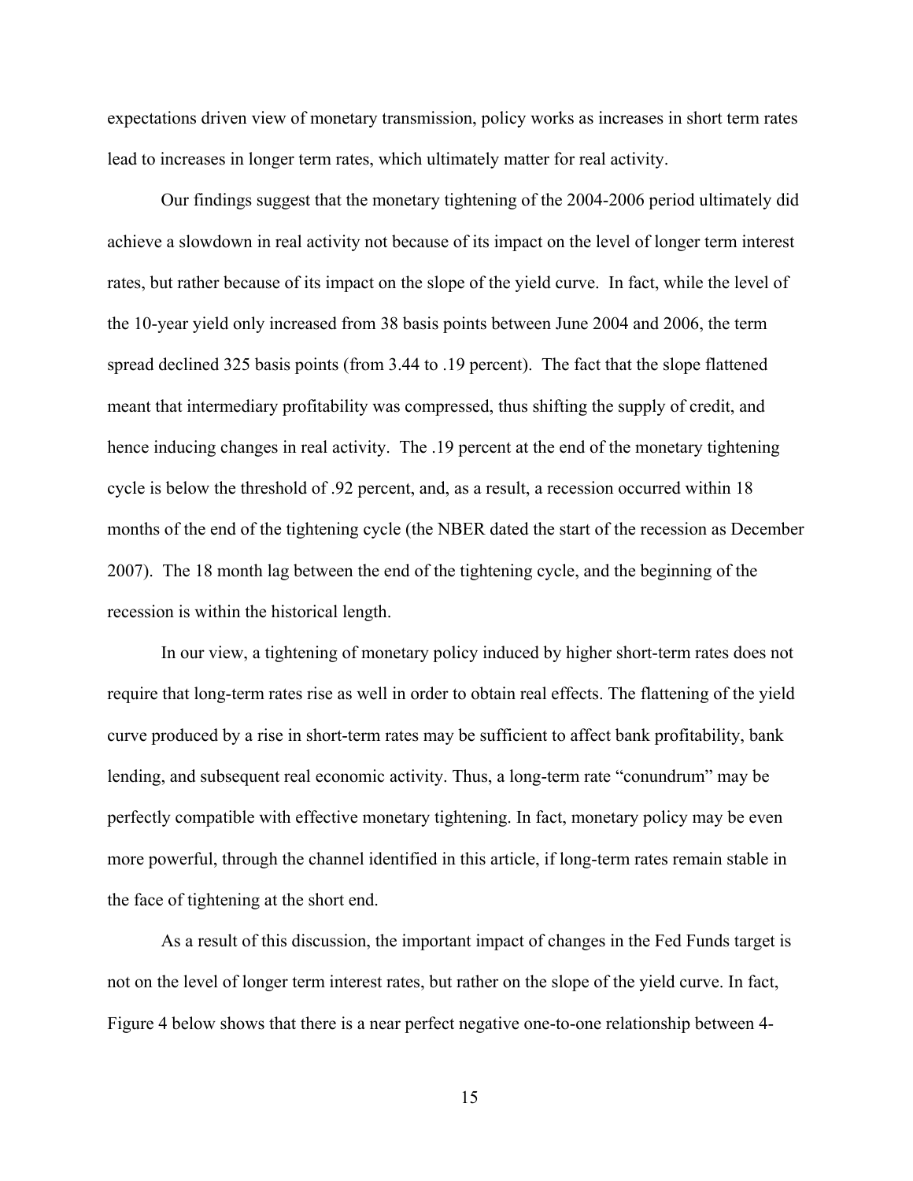expectations driven view of monetary transmission, policy works as increases in short term rates lead to increases in longer term rates, which ultimately matter for real activity.

Our findings suggest that the monetary tightening of the 2004-2006 period ultimately did achieve a slowdown in real activity not because of its impact on the level of longer term interest rates, but rather because of its impact on the slope of the yield curve. In fact, while the level of the 10-year yield only increased from 38 basis points between June 2004 and 2006, the term spread declined 325 basis points (from 3.44 to .19 percent). The fact that the slope flattened meant that intermediary profitability was compressed, thus shifting the supply of credit, and hence inducing changes in real activity. The .19 percent at the end of the monetary tightening cycle is below the threshold of .92 percent, and, as a result, a recession occurred within 18 months of the end of the tightening cycle (the NBER dated the start of the recession as December 2007). The 18 month lag between the end of the tightening cycle, and the beginning of the recession is within the historical length.

In our view, a tightening of monetary policy induced by higher short-term rates does not require that long-term rates rise as well in order to obtain real effects. The flattening of the yield curve produced by a rise in short-term rates may be sufficient to affect bank profitability, bank lending, and subsequent real economic activity. Thus, a long-term rate "conundrum" may be perfectly compatible with effective monetary tightening. In fact, monetary policy may be even more powerful, through the channel identified in this article, if long-term rates remain stable in the face of tightening at the short end.

As a result of this discussion, the important impact of changes in the Fed Funds target is not on the level of longer term interest rates, but rather on the slope of the yield curve. In fact, Figure 4 below shows that there is a near perfect negative one-to-one relationship between 4-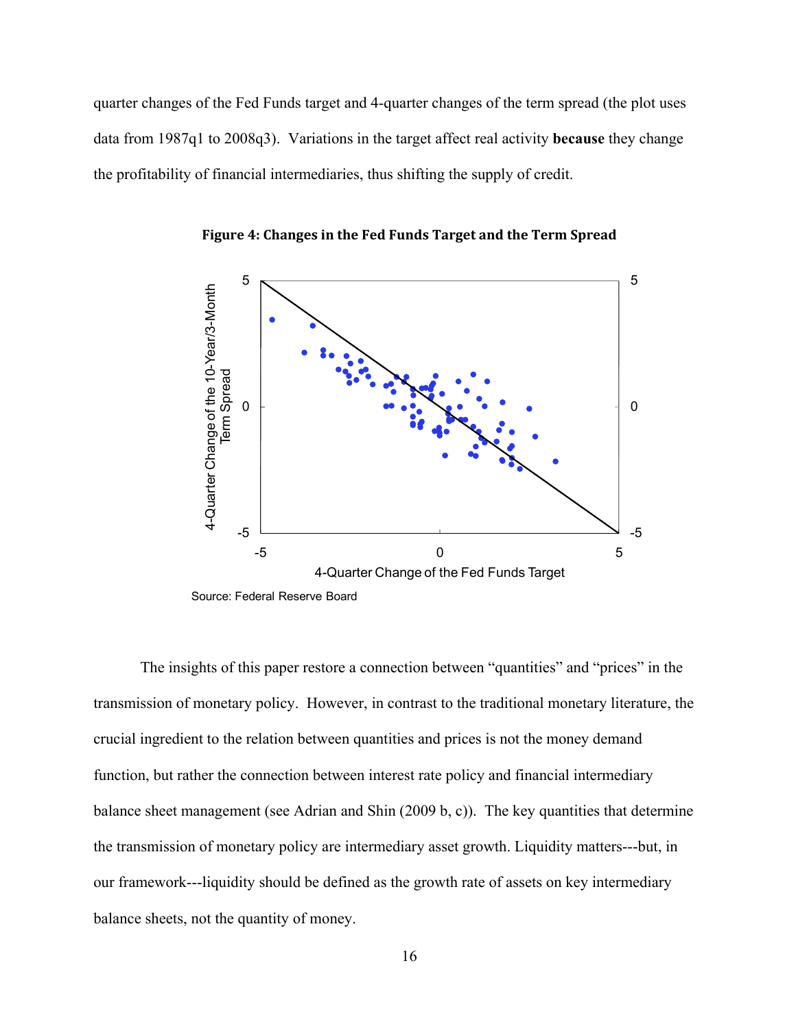quarter changes of the Fed Funds target and 4-quarter changes of the term spread (the plot uses data from 1987q1 to 2008q3). Variations in the target affect real activity **because** they change the profitability of financial intermediaries, thus shifting the supply of credit.

**Figure 4: Changes in the Fed Funds Target and the Term Spread**

Source: Federal Reserve Board

The insights of this paper restore a connection between "quantities" and "prices" in the transmission of monetary policy. However, in contrast to the traditional monetary literature, the crucial ingredient to the relation between quantities and prices is not the money demand function, but rather the connection between interest rate policy and financial intermediary balance sheet management (see Adrian and Shin (2009 b, c)). The key quantities that determine the transmission of monetary policy are intermediary asset growth. Liquidity matters---but, in our framework---liquidity should be defined as the growth rate of assets on key intermediary balance sheets, not the quantity of money.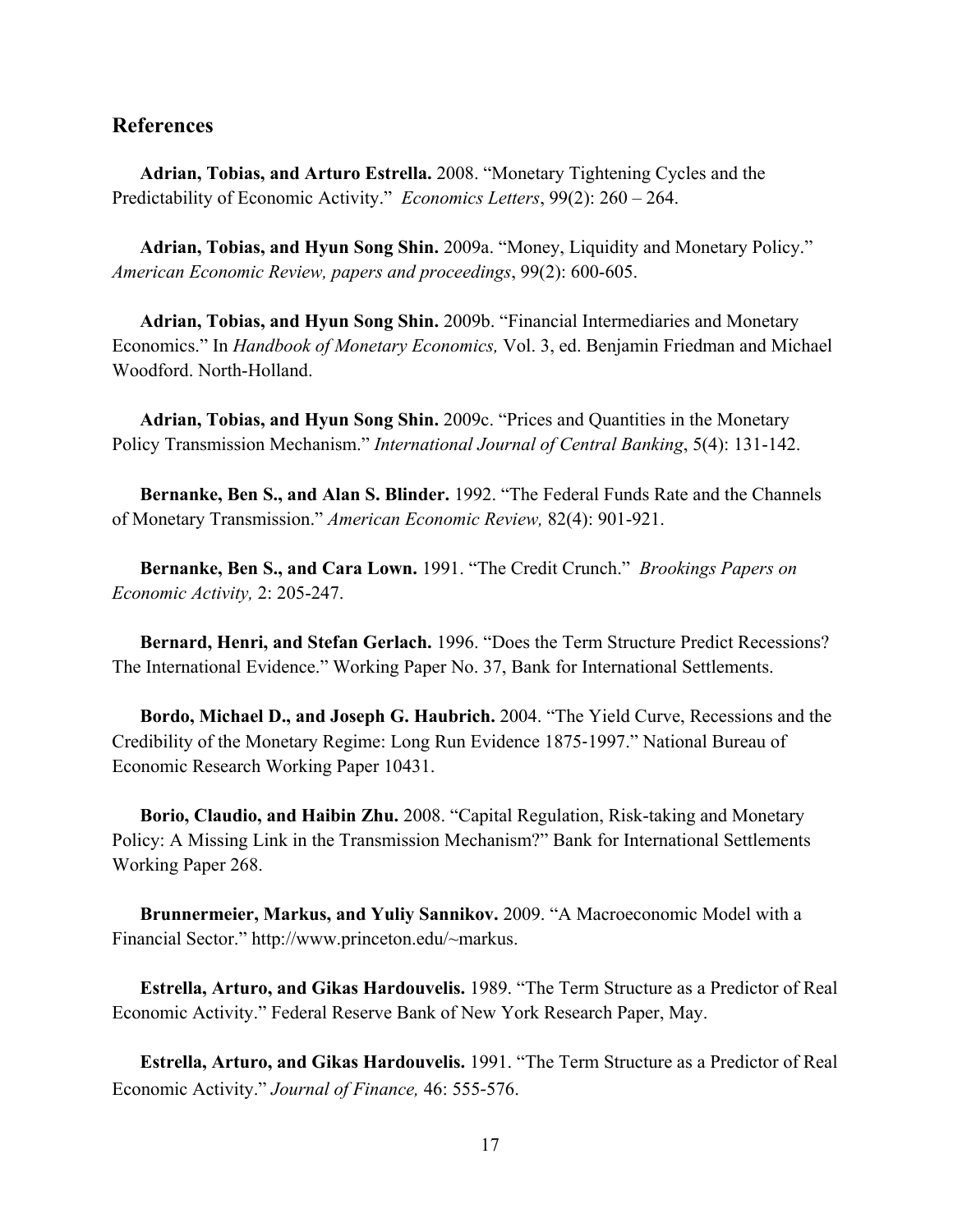## References

**Adrian, Tobias, and Arturo Estrella.** 2008. "Monetary Tightening Cycles and the Predictability of Economic Activity." *Economics Letters*, 99(2): 260 – 264.

**Adrian, Tobias, and Hyun Song Shin.** 2009a. "Money, Liquidity and Monetary Policy." *American Economic Review, papers and proceedings*, 99(2): 600-605.

**Adrian, Tobias, and Hyun Song Shin.** 2009b. "Financial Intermediaries and Monetary Economics." In *Handbook of Monetary Economics,* Vol. 3, ed. Benjamin Friedman and Michael Woodford. North-Holland.

**Adrian, Tobias, and Hyun Song Shin.** 2009c. "Prices and Quantities in the Monetary Policy Transmission Mechanism." *International Journal of Central Banking*, 5(4): 131-142.

**Bernanke, Ben S., and Alan S. Blinder.** 1992. "The Federal Funds Rate and the Channels of Monetary Transmission." *American Economic Review,* 82(4): 901-921.

**Bernanke, Ben S., and Cara Lown.** 1991. "The Credit Crunch." *Brookings Papers on Economic Activity,* 2: 205-247.

**Bernard, Henri, and Stefan Gerlach.** 1996. "Does the Term Structure Predict Recessions? The International Evidence." Working Paper No. 37, Bank for International Settlements.

**Bordo, Michael D., and Joseph G. Haubrich.** 2004. "The Yield Curve, Recessions and the Credibility of the Monetary Regime: Long Run Evidence 1875-1997." National Bureau of Economic Research Working Paper 10431.

**Borio, Claudio, and Haibin Zhu.** 2008. "Capital Regulation, Risk-taking and Monetary Policy: A Missing Link in the Transmission Mechanism?" Bank for International Settlements Working Paper 268.

**Brunnermeier, Markus, and Yuliy Sannikov.** 2009. "A Macroeconomic Model with a Financial Sector." http://www.princeton.edu/~markus.

**Estrella, Arturo, and Gikas Hardouvelis.** 1989. "The Term Structure as a Predictor of Real Economic Activity." Federal Reserve Bank of New York Research Paper, May.

**Estrella, Arturo, and Gikas Hardouvelis.** 1991. "The Term Structure as a Predictor of Real Economic Activity." *Journal of Finance,* 46: 555-576.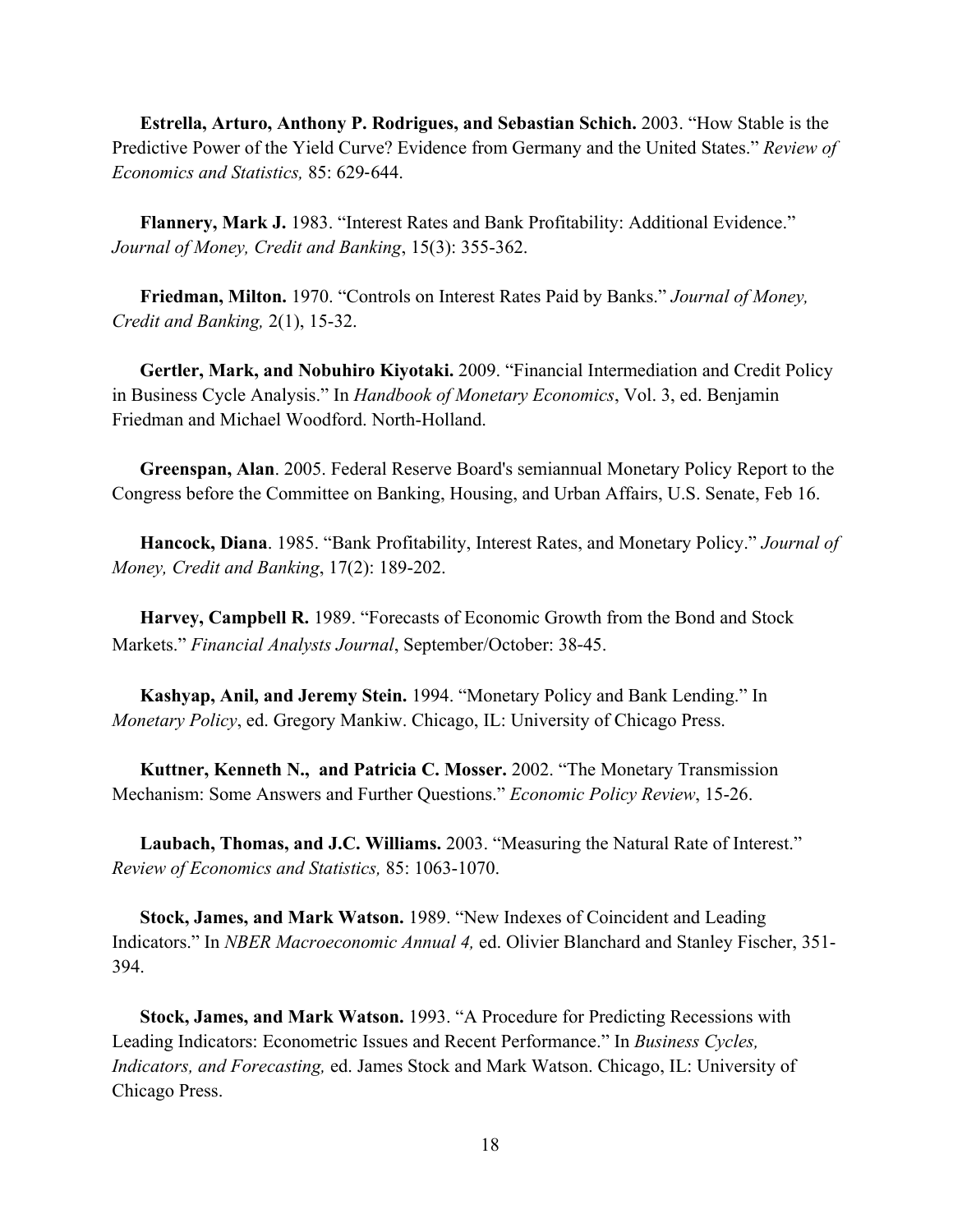**Estrella, Arturo, Anthony P. Rodrigues, and Sebastian Schich.** 2003. "How Stable is the Predictive Power of the Yield Curve? Evidence from Germany and the United States." *Review of Economics and Statistics,* 85: 629-644.

**Flannery, Mark J.** 1983. "Interest Rates and Bank Profitability: Additional Evidence." *Journal of Money, Credit and Banking*, 15(3): 355-362.

**Friedman, Milton.** 1970. "Controls on Interest Rates Paid by Banks." *Journal of Money, Credit and Banking,* 2(1), 15-32.

**Gertler, Mark, and Nobuhiro Kiyotaki.** 2009. "Financial Intermediation and Credit Policy in Business Cycle Analysis." In *Handbook of Monetary Economics*, Vol. 3, ed. Benjamin Friedman and Michael Woodford. North-Holland.

**Greenspan, Alan**. 2005. Federal Reserve Board's semiannual Monetary Policy Report to the Congress before the Committee on Banking, Housing, and Urban Affairs, U.S. Senate, Feb 16.

**Hancock, Diana**. 1985. "Bank Profitability, Interest Rates, and Monetary Policy." *Journal of Money, Credit and Banking*, 17(2): 189-202.

**Harvey, Campbell R.** 1989. "Forecasts of Economic Growth from the Bond and Stock Markets." *Financial Analysts Journal*, September/October: 38-45.

**Kashyap, Anil, and Jeremy Stein.** 1994. "Monetary Policy and Bank Lending." In *Monetary Policy*, ed. Gregory Mankiw. Chicago, IL: University of Chicago Press.

**Kuttner, Kenneth N., and Patricia C. Mosser.** 2002. "The Monetary Transmission Mechanism: Some Answers and Further Questions." *Economic Policy Review*, 15-26.

**Laubach, Thomas, and J.C. Williams.** 2003. "Measuring the Natural Rate of Interest." *Review of Economics and Statistics,* 85: 1063-1070.

**Stock, James, and Mark Watson.** 1989. "New Indexes of Coincident and Leading Indicators." In *NBER Macroeconomic Annual 4,* ed. Olivier Blanchard and Stanley Fischer, 351-394.

**Stock, James, and Mark Watson.** 1993. "A Procedure for Predicting Recessions with Leading Indicators: Econometric Issues and Recent Performance." In *Business Cycles, Indicators, and Forecasting,* ed. James Stock and Mark Watson. Chicago, IL: University of Chicago Press.